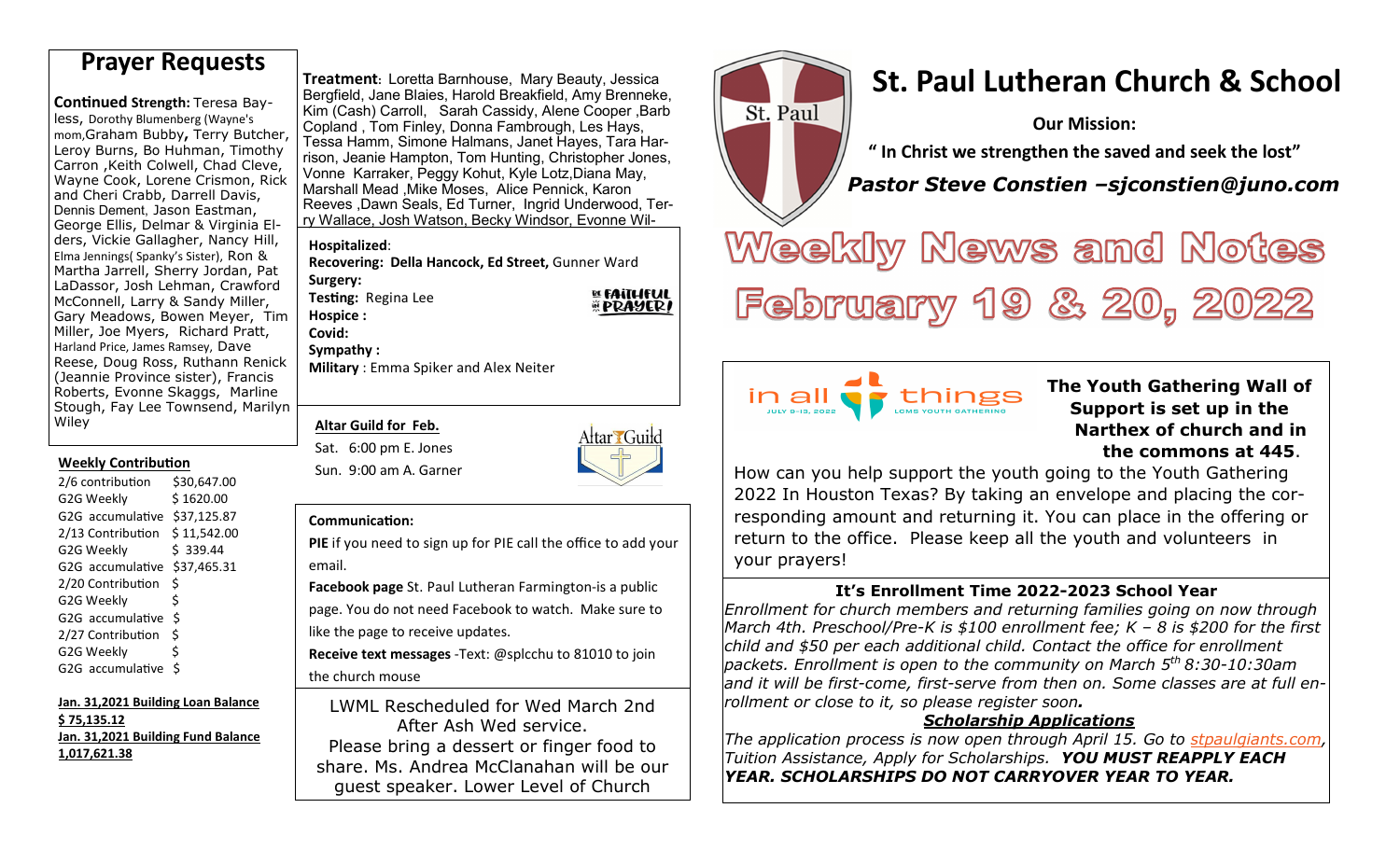# St. Paul Lutheran Church & School

**Our Mission:**

**" In Christ we strengthen the saved and seek the lost"**

***Pastor Steve Constien –sjconstien@juno.com***

# Weekly News and Notes February 19 & 20, 2022

## Prayer Requests

**Continued Strength:** Teresa Bayless, Dorothy Blumenberg (Wayne's mom,Graham Bubby**,** Terry Butcher, Leroy Burns, Bo Huhman, Timothy Carron ,Keith Colwell, Chad Cleve, Wayne Cook, Lorene Crismon, Rick and Cheri Crabb, Darrell Davis, Dennis Dement, Jason Eastman, George Ellis, Delmar & Virginia Elders, Vickie Gallagher, Nancy Hill, Elma Jennings( Spanky's Sister), Ron & Martha Jarrell, Sherry Jordan, Pat LaDassor, Josh Lehman, Crawford McConnell, Larry & Sandy Miller, Gary Meadows, Bowen Meyer, Tim Miller, Joe Myers, Richard Pratt, Harland Price, James Ramsey, Dave Reese, Doug Ross, Ruthann Renick (Jeannie Province sister), Francis Roberts, Evonne Skaggs, Marline Stough, Fay Lee Townsend, Marilyn Wiley

**Treatment**: Loretta Barnhouse, Mary Beauty, Jessica Bergfield, Jane Blaies, Harold Breakfield, Amy Brenneke, Kim (Cash) Carroll, Sarah Cassidy, Alene Cooper ,Barb Copland , Tom Finley, Donna Fambrough, Les Hays, Tessa Hamm, Simone Halmans, Janet Hayes, Tara Harrison, Jeanie Hampton, Tom Hunting, Christopher Jones, Vonne Karraker, Peggy Kohut, Kyle Lotz,Diana May, Marshall Mead ,Mike Moses, Alice Pennick, Karon Reeves ,Dawn Seals, Ed Turner, Ingrid Underwood, Terry Wallace, Josh Watson, Becky Windsor, Evonne Wil-

**Hospitalized**:
**Recovering: Della Hancock, Ed Street,** Gunner Ward
**Surgery:**
**Testing:** Regina Lee
**Hospice :**
**Covid:**
**Sympathy :**
**Military** : Emma Spiker and Alex Neiter

BE FAITHFUL IN PRAYER!

### Weekly Contribution

| | |
|---|---|
| 2/6 contribution | $30,647.00 |
| G2G Weekly | $ 1620.00 |
| G2G accumulative | $37,125.87 |
| 2/13 Contribution | $ 11,542.00 |
| G2G Weekly | $ 339.44 |
| G2G accumulative | $37,465.31 |
| 2/20 Contribution | $ |
| G2G Weekly | $ |
| G2G accumulative | $ |
| 2/27 Contribution | $ |
| G2G Weekly | $ |
| G2G accumulative | $ |

**Jan. 31,2021 Building Loan Balance**
**$ 75,135.12**
**Jan. 31,2021 Building Fund Balance**
**1,017,621.38**

### Altar Guild for Feb.

Sat. 6:00 pm E. Jones
Sun. 9:00 am A. Garner

**Communication:**

**PIE** if you need to sign up for PIE call the office to add your email.

**Facebook page** St. Paul Lutheran Farmington-is a public page. You do not need Facebook to watch. Make sure to like the page to receive updates.

**Receive text messages** -Text: @splcchu to 81010 to join the church mouse

LWML Rescheduled for Wed March 2nd After Ash Wed service.
Please bring a dessert or finger food to share. Ms. Andrea McClanahan will be our guest speaker. Lower Level of Church

in all things — JULY 9-13, 2022 — LCMS YOUTH GATHERING

**The Youth Gathering Wall of Support is set up in the Narthex of church and in the commons at 445**.

How can you help support the youth going to the Youth Gathering 2022 In Houston Texas? By taking an envelope and placing the corresponding amount and returning it. You can place in the offering or return to the office. Please keep all the youth and volunteers in your prayers!

### It's Enrollment Time 2022-2023 School Year

*Enrollment for church members and returning families going on now through March 4th. Preschool/Pre-K is $100 enrollment fee; K – 8 is $200 for the first child and $50 per each additional child. Contact the office for enrollment packets. Enrollment is open to the community on March 5th 8:30-10:30am and it will be first-come, first-serve from then on. Some classes are at full enrollment or close to it, so please register soon.*

***Scholarship Applications***

*The application process is now open through April 15. Go to stpaulgiants.com, Tuition Assistance, Apply for Scholarships.* ***YOU MUST REAPPLY EACH YEAR. SCHOLARSHIPS DO NOT CARRYOVER YEAR TO YEAR.***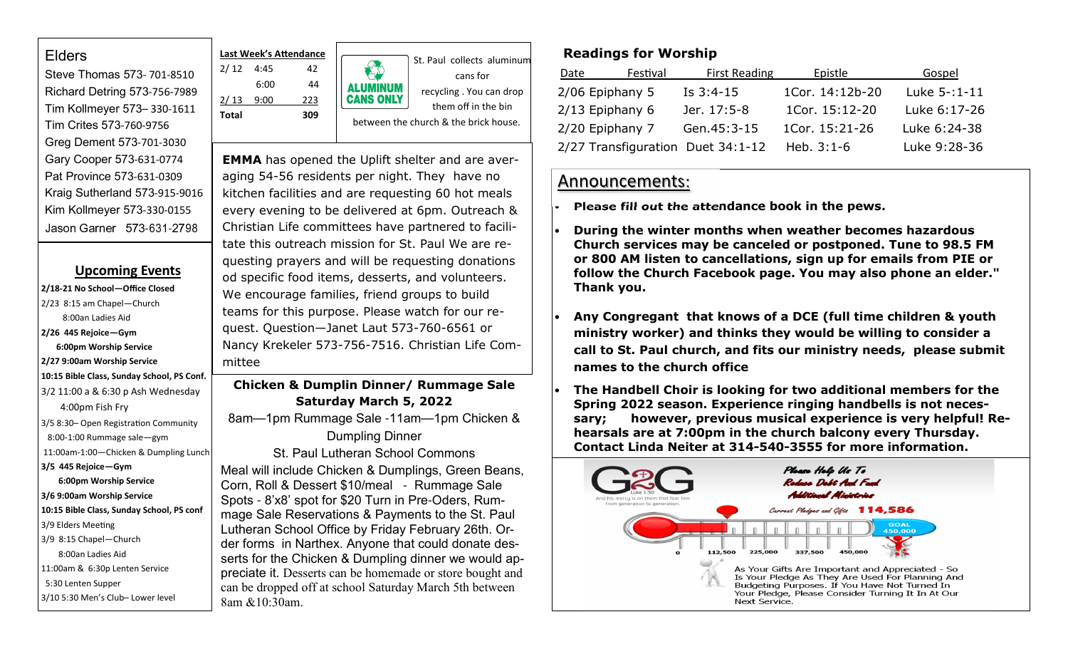## Elders

Steve Thomas 573- 701-8510
Richard Detring 573-756-7989
Tim Kollmeyer 573– 330-1611
Tim Crites 573-760-9756
Greg Dement 573-701-3030
Gary Cooper 573-631-0774
Pat Province 573-631-0309
Kraig Sutherland 573-915-9016
Kim Kollmeyer 573-330-0155
Jason Garner 573-631-2798

## Upcoming Events

**2/18-21 No School—Office Closed**
2/23 8:15 am Chapel—Church
8:00an Ladies Aid
**2/26 445 Rejoice—Gym**
**6:00pm Worship Service**
**2/27 9:00am Worship Service**
**10:15 Bible Class, Sunday School, PS Conf.**
3/2 11:00 a & 6:30 p Ash Wednesday
4:00pm Fish Fry
3/5 8:30– Open Registration Community
8:00-1:00 Rummage sale—gym
11:00am-1:00—Chicken & Dumpling Lunch
**3/5 445 Rejoice—Gym**
**6:00pm Worship Service**
**3/6 9:00am Worship Service**
**10:15 Bible Class, Sunday School, PS conf**
3/9 Elders Meeting
3/9 8:15 Chapel—Church
8:00an Ladies Aid
11:00am & 6:30p Lenten Service
5:30 Lenten Supper
3/10 5:30 Men's Club– Lower level

**Last Week's Attendance**

| | | |
|---|---|---|
| 2/ 12 | 4:45 | 42 |
| | 6:00 | 44 |
| 2/ 13 | 9:00 | 223 |
| **Total** | | **309** |

ALUMINUM CANS ONLY

St. Paul collects aluminum cans for recycling . You can drop them off in the bin between the church & the brick house.

**EMMA** has opened the Uplift shelter and are averaging 54-56 residents per night. They have no kitchen facilities and are requesting 60 hot meals every evening to be delivered at 6pm. Outreach & Christian Life committees have partnered to facilitate this outreach mission for St. Paul We are requesting prayers and will be requesting donations od specific food items, desserts, and volunteers. We encourage families, friend groups to build teams for this purpose. Please watch for our request. Question—Janet Laut 573-760-6561 or Nancy Krekeler 573-756-7516. Christian Life Committee

**Chicken & Dumplin Dinner/ Rummage Sale**
**Saturday March 5, 2022**

8am—1pm Rummage Sale -11am—1pm Chicken & Dumpling Dinner
St. Paul Lutheran School Commons

Meal will include Chicken & Dumplings, Green Beans, Corn, Roll & Dessert $10/meal - Rummage Sale Spots - 8'x8' spot for $20 Turn in Pre-Oders, Rummage Sale Reservations & Payments to the St. Paul Lutheran School Office by Friday February 26th. Order forms in Narthex. Anyone that could donate desserts for the Chicken & Dumpling dinner we would appreciate it. Desserts can be homemade or store bought and can be dropped off at school Saturday March 5th between 8am &10:30am.

## Readings for Worship

| Date | Festival | First Reading | Epistle | Gospel |
|---|---|---|---|---|
| 2/06 | Epiphany 5 | Is 3:4-15 | 1Cor. 14:12b-20 | Luke 5-:1-11 |
| 2/13 | Epiphany 6 | Jer. 17:5-8 | 1Cor. 15:12-20 | Luke 6:17-26 |
| 2/20 | Epiphany 7 | Gen.45:3-15 | 1Cor. 15:21-26 | Luke 6:24-38 |
| 2/27 | Transfiguration | Duet 34:1-12 | Heb. 3:1-6 | Luke 9:28-36 |

## Announcements:

- **Please fill out the attendance book in the pews.**
- **During the winter months when weather becomes hazardous Church services may be canceled or postponed. Tune to 98.5 FM or 800 AM listen to cancellations, sign up for emails from PIE or follow the Church Facebook page. You may also phone an elder." Thank you.**
- **Any Congregant that knows of a DCE (full time children & youth ministry worker) and thinks they would be willing to consider a call to St. Paul church, and fits our ministry needs, please submit names to the church office**
- **The Handbell Choir is looking for two additional members for the Spring 2022 season. Experience ringing handbells is not necessary; however, previous musical experience is very helpful! Rehearsals are at 7:00pm in the church balcony every Thursday. Contact Linda Neiter at 314-540-3555 for more information.**

G2G
Luke 1:50
And his mercy is on them that fear him from generation to generation.

Please Help Us To Reduce Debt And Fund Additional Ministries

Current Pledges and Gifts 114,586

GOAL 450,000

0 112,500 225,000 337,500 450,000

As Your Gifts Are Important and Appreciated - So Is Your Pledge As They Are Used For Planning And Budgeting Purposes. If You Have Not Turned In Your Pledge, Please Consider Turning It In At Our Next Service.